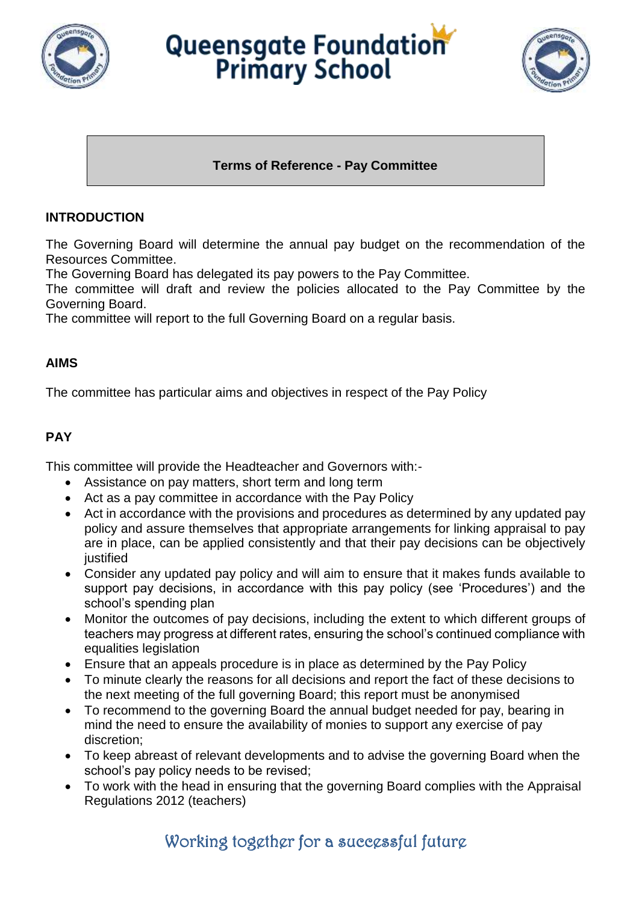# Queensgate Foundation Primary School

## Terms of Reference - Pay Committee

### INTRODUCTION

The Governing Board will determine the annual pay budget on the recommendation of the Resources Committee.
The Governing Board has delegated its pay powers to the Pay Committee.
The committee will draft and review the policies allocated to the Pay Committee by the Governing Board.
The committee will report to the full Governing Board on a regular basis.

### AIMS

The committee has particular aims and objectives in respect of the Pay Policy

### PAY

This committee will provide the Headteacher and Governors with:-

- Assistance on pay matters, short term and long term
- Act as a pay committee in accordance with the Pay Policy
- Act in accordance with the provisions and procedures as determined by any updated pay policy and assure themselves that appropriate arrangements for linking appraisal to pay are in place, can be applied consistently and that their pay decisions can be objectively justified
- Consider any updated pay policy and will aim to ensure that it makes funds available to support pay decisions, in accordance with this pay policy (see 'Procedures') and the school's spending plan
- Monitor the outcomes of pay decisions, including the extent to which different groups of teachers may progress at different rates, ensuring the school's continued compliance with equalities legislation
- Ensure that an appeals procedure is in place as determined by the Pay Policy
- To minute clearly the reasons for all decisions and report the fact of these decisions to the next meeting of the full governing Board; this report must be anonymised
- To recommend to the governing Board the annual budget needed for pay, bearing in mind the need to ensure the availability of monies to support any exercise of pay discretion;
- To keep abreast of relevant developments and to advise the governing Board when the school's pay policy needs to be revised;
- To work with the head in ensuring that the governing Board complies with the Appraisal Regulations 2012 (teachers)

*Working together for a successful future*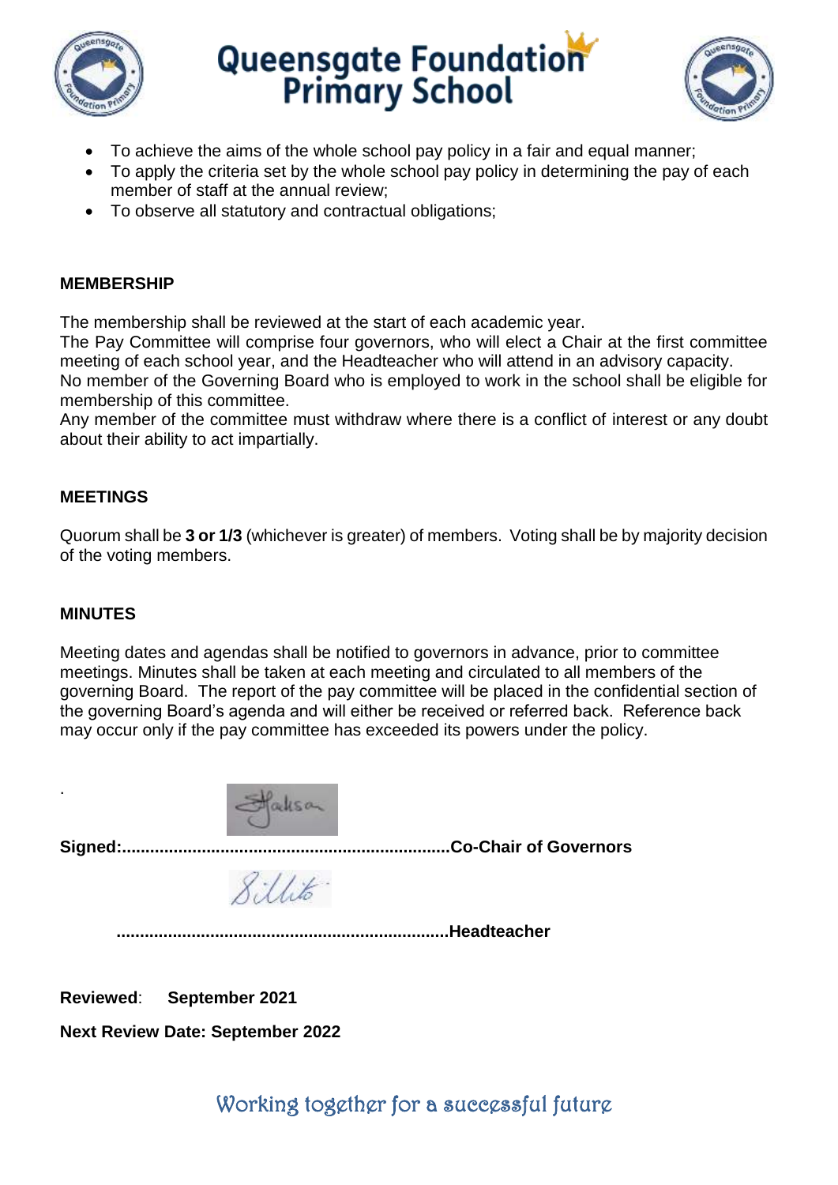- To achieve the aims of the whole school pay policy in a fair and equal manner;
- To apply the criteria set by the whole school pay policy in determining the pay of each member of staff at the annual review;
- To observe all statutory and contractual obligations;

**MEMBERSHIP**

The membership shall be reviewed at the start of each academic year.
The Pay Committee will comprise four governors, who will elect a Chair at the first committee meeting of each school year, and the Headteacher who will attend in an advisory capacity.
No member of the Governing Board who is employed to work in the school shall be eligible for membership of this committee.
Any member of the committee must withdraw where there is a conflict of interest or any doubt about their ability to act impartially.

**MEETINGS**

Quorum shall be **3 or 1/3** (whichever is greater) of members. Voting shall be by majority decision of the voting members.

**MINUTES**

Meeting dates and agendas shall be notified to governors in advance, prior to committee meetings. Minutes shall be taken at each meeting and circulated to all members of the governing Board. The report of the pay committee will be placed in the confidential section of the governing Board's agenda and will either be received or referred back. Reference back may occur only if the pay committee has exceeded its powers under the policy.

**Signed:......................................................................Co-Chair of Governors**

**......................................................................Headteacher**

**Reviewed**: **September 2021**

**Next Review Date: September 2022**